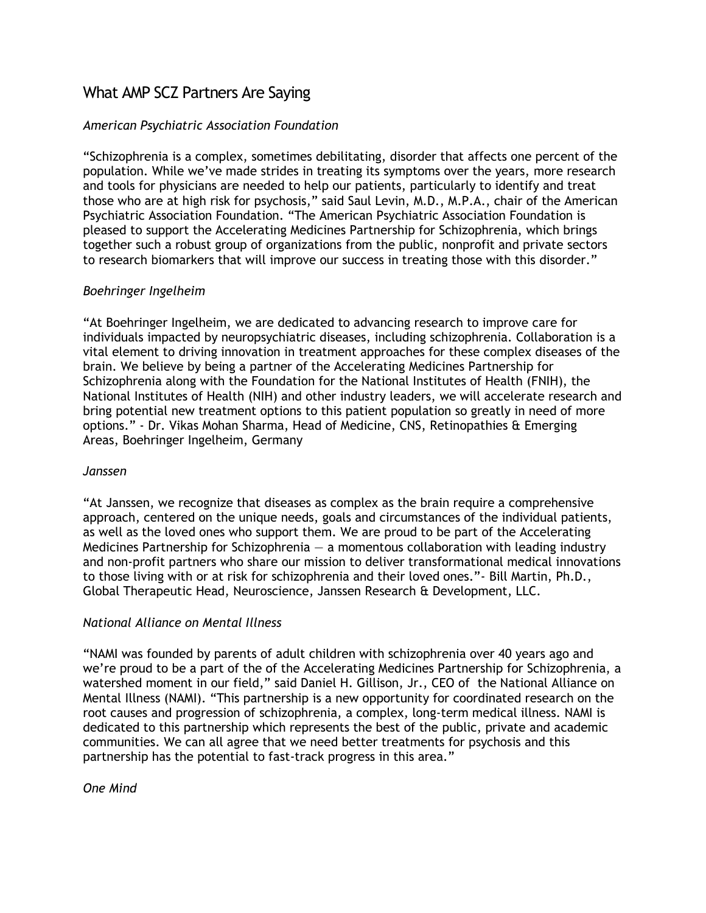# What AMP SCZ Partners Are Saying

*American Psychiatric Association Foundation*

"Schizophrenia is a complex, sometimes debilitating, disorder that affects one percent of the population. While we've made strides in treating its symptoms over the years, more research and tools for physicians are needed to help our patients, particularly to identify and treat those who are at high risk for psychosis," said Saul Levin, M.D., M.P.A., chair of the American Psychiatric Association Foundation. "The American Psychiatric Association Foundation is pleased to support the Accelerating Medicines Partnership for Schizophrenia, which brings together such a robust group of organizations from the public, nonprofit and private sectors to research biomarkers that will improve our success in treating those with this disorder."

*Boehringer Ingelheim*

"At Boehringer Ingelheim, we are dedicated to advancing research to improve care for individuals impacted by neuropsychiatric diseases, including schizophrenia. Collaboration is a vital element to driving innovation in treatment approaches for these complex diseases of the brain. We believe by being a partner of the Accelerating Medicines Partnership for Schizophrenia along with the Foundation for the National Institutes of Health (FNIH), the National Institutes of Health (NIH) and other industry leaders, we will accelerate research and bring potential new treatment options to this patient population so greatly in need of more options." - Dr. Vikas Mohan Sharma, Head of Medicine, CNS, Retinopathies & Emerging Areas, Boehringer Ingelheim, Germany

*Janssen*

"At Janssen, we recognize that diseases as complex as the brain require a comprehensive approach, centered on the unique needs, goals and circumstances of the individual patients, as well as the loved ones who support them. We are proud to be part of the Accelerating Medicines Partnership for Schizophrenia — a momentous collaboration with leading industry and non-profit partners who share our mission to deliver transformational medical innovations to those living with or at risk for schizophrenia and their loved ones."- Bill Martin, Ph.D., Global Therapeutic Head, Neuroscience, Janssen Research & Development, LLC.

*National Alliance on Mental Illness*

"NAMI was founded by parents of adult children with schizophrenia over 40 years ago and we're proud to be a part of the of the Accelerating Medicines Partnership for Schizophrenia, a watershed moment in our field," said Daniel H. Gillison, Jr., CEO of the National Alliance on Mental Illness (NAMI). "This partnership is a new opportunity for coordinated research on the root causes and progression of schizophrenia, a complex, long-term medical illness. NAMI is dedicated to this partnership which represents the best of the public, private and academic communities. We can all agree that we need better treatments for psychosis and this partnership has the potential to fast-track progress in this area."

*One Mind*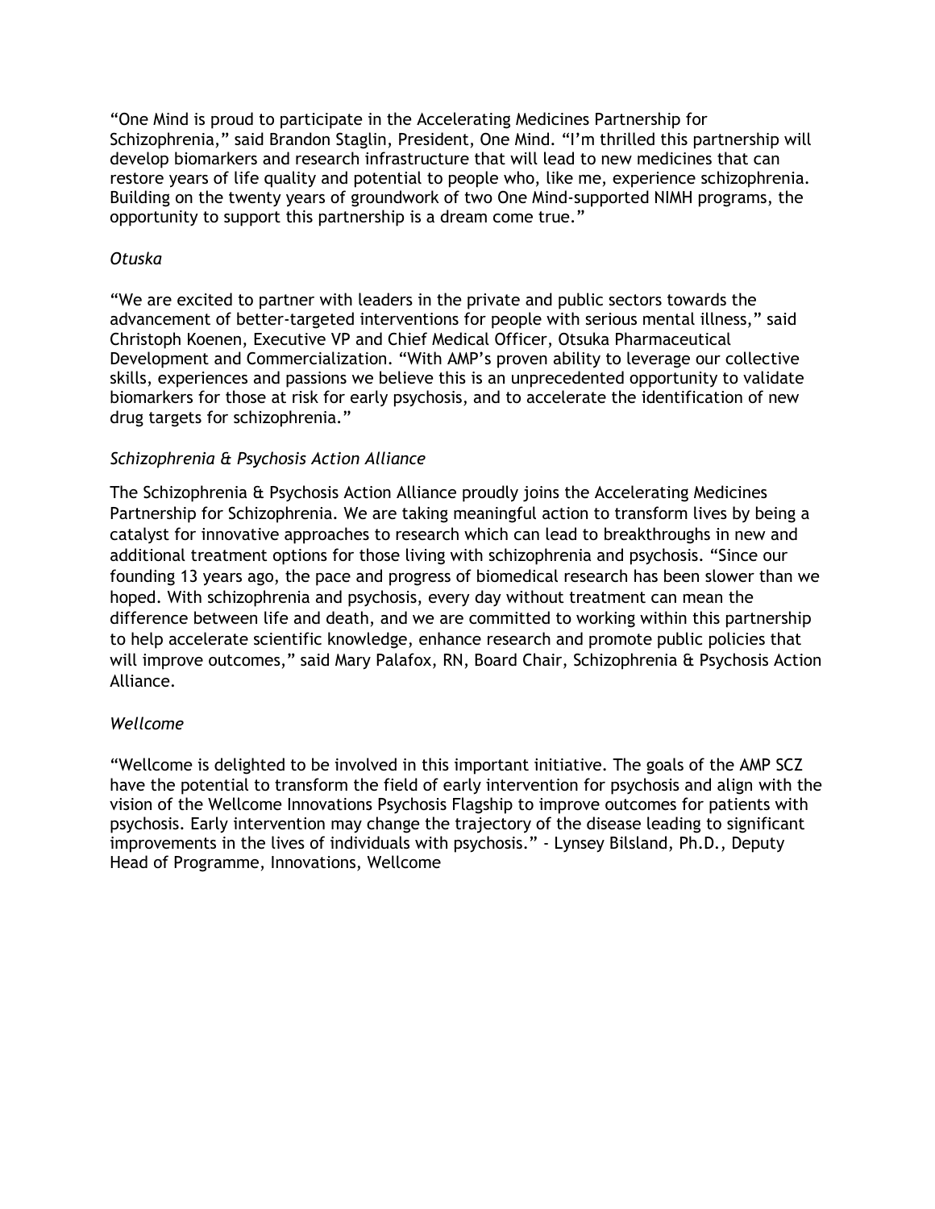“One Mind is proud to participate in the Accelerating Medicines Partnership for Schizophrenia,” said Brandon Staglin, President, One Mind. “I’m thrilled this partnership will develop biomarkers and research infrastructure that will lead to new medicines that can restore years of life quality and potential to people who, like me, experience schizophrenia. Building on the twenty years of groundwork of two One Mind-supported NIMH programs, the opportunity to support this partnership is a dream come true.”

*Otuska*

“We are excited to partner with leaders in the private and public sectors towards the advancement of better-targeted interventions for people with serious mental illness,” said Christoph Koenen, Executive VP and Chief Medical Officer, Otsuka Pharmaceutical Development and Commercialization. “With AMP’s proven ability to leverage our collective skills, experiences and passions we believe this is an unprecedented opportunity to validate biomarkers for those at risk for early psychosis, and to accelerate the identification of new drug targets for schizophrenia.”

*Schizophrenia & Psychosis Action Alliance*

The Schizophrenia & Psychosis Action Alliance proudly joins the Accelerating Medicines Partnership for Schizophrenia. We are taking meaningful action to transform lives by being a catalyst for innovative approaches to research which can lead to breakthroughs in new and additional treatment options for those living with schizophrenia and psychosis. “Since our founding 13 years ago, the pace and progress of biomedical research has been slower than we hoped. With schizophrenia and psychosis, every day without treatment can mean the difference between life and death, and we are committed to working within this partnership to help accelerate scientific knowledge, enhance research and promote public policies that will improve outcomes,” said Mary Palafox, RN, Board Chair, Schizophrenia & Psychosis Action Alliance.

*Wellcome*

“Wellcome is delighted to be involved in this important initiative. The goals of the AMP SCZ have the potential to transform the field of early intervention for psychosis and align with the vision of the Wellcome Innovations Psychosis Flagship to improve outcomes for patients with psychosis. Early intervention may change the trajectory of the disease leading to significant improvements in the lives of individuals with psychosis.” - Lynsey Bilsland, Ph.D., Deputy Head of Programme, Innovations, Wellcome